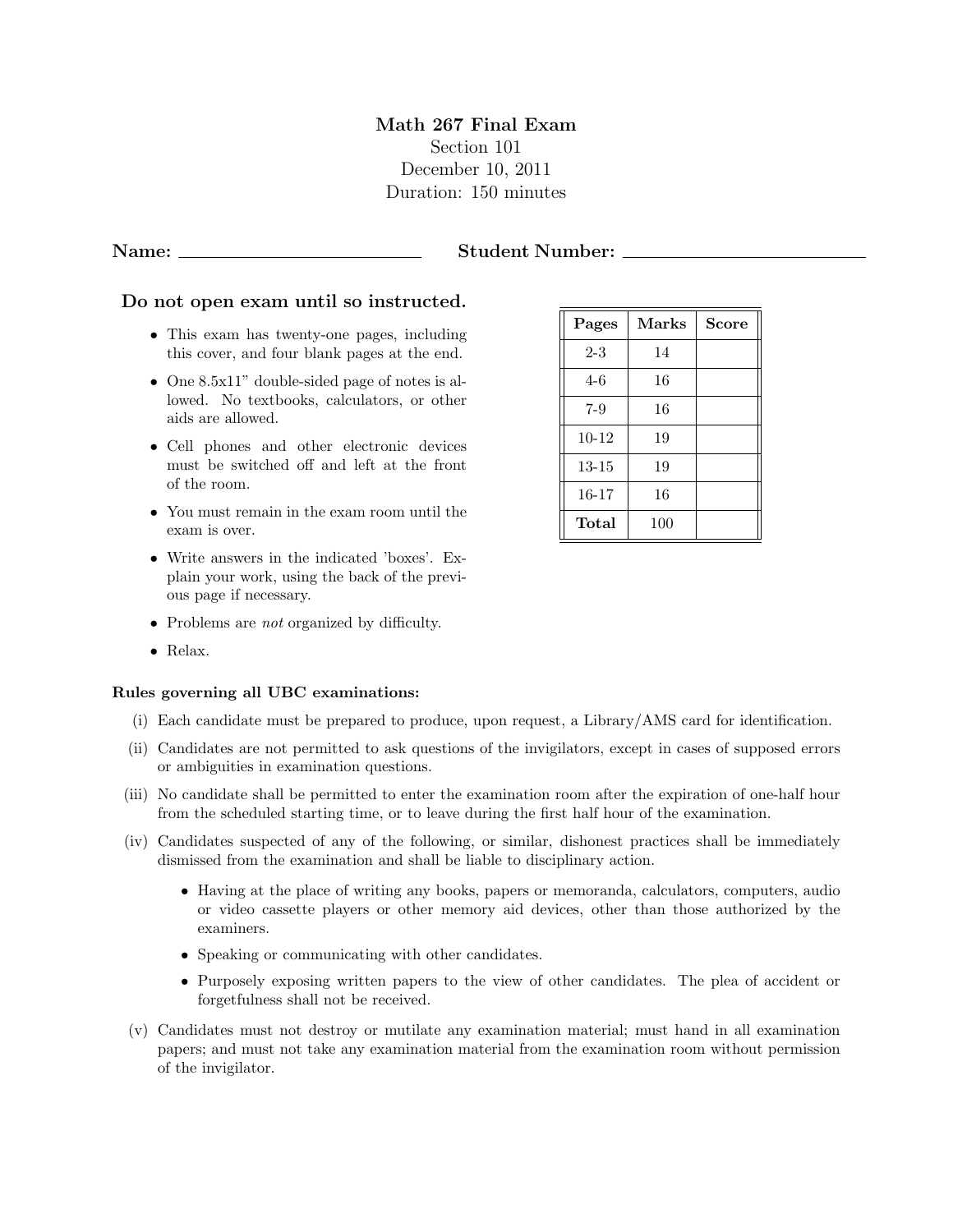# Math 267 Final Exam

Section 101

December 10, 2011

Duration: 150 minutes

**Name:** ______________________ **Student Number:** ______________________

**Do not open exam until so instructed.**

- This exam has twenty-one pages, including this cover, and four blank pages at the end.
- One 8.5x11" double-sided page of notes is allowed. No textbooks, calculators, or other aids are allowed.
- Cell phones and other electronic devices must be switched off and left at the front of the room.
- You must remain in the exam room until the exam is over.
- Write answers in the indicated 'boxes'. Explain your work, using the back of the previous page if necessary.
- Problems are *not* organized by difficulty.
- Relax.

| Pages | Marks | Score |
|---|---|---|
| 2-3 | 14 | |
| 4-6 | 16 | |
| 7-9 | 16 | |
| 10-12 | 19 | |
| 13-15 | 19 | |
| 16-17 | 16 | |
| **Total** | 100 | |

**Rules governing all UBC examinations:**

(i) Each candidate must be prepared to produce, upon request, a Library/AMS card for identification.

(ii) Candidates are not permitted to ask questions of the invigilators, except in cases of supposed errors or ambiguities in examination questions.

(iii) No candidate shall be permitted to enter the examination room after the expiration of one-half hour from the scheduled starting time, or to leave during the first half hour of the examination.

(iv) Candidates suspected of any of the following, or similar, dishonest practices shall be immediately dismissed from the examination and shall be liable to disciplinary action.

- Having at the place of writing any books, papers or memoranda, calculators, computers, audio or video cassette players or other memory aid devices, other than those authorized by the examiners.
- Speaking or communicating with other candidates.
- Purposely exposing written papers to the view of other candidates. The plea of accident or forgetfulness shall not be received.

(v) Candidates must not destroy or mutilate any examination material; must hand in all examination papers; and must not take any examination material from the examination room without permission of the invigilator.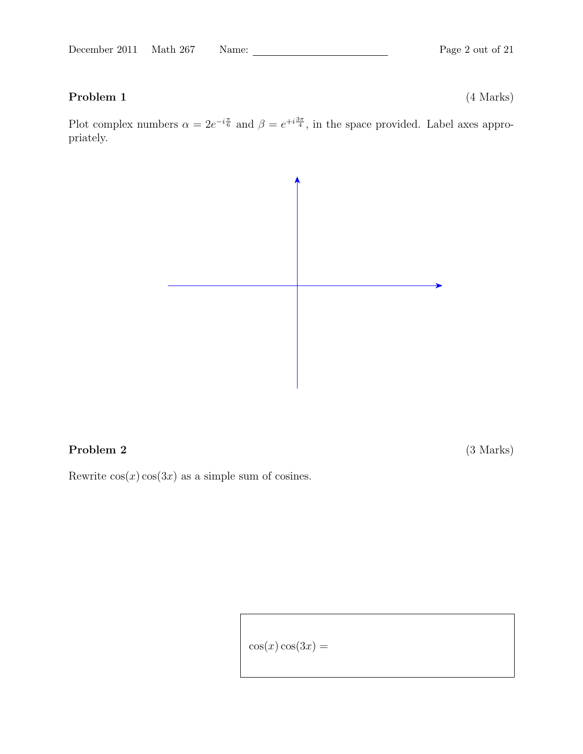**Problem 1** (4 Marks)

Plot complex numbers $\alpha = 2e^{-i\frac{\pi}{6}}$ and $\beta = e^{+i\frac{3\pi}{4}}$, in the space provided. Label axes appropriately.

**Problem 2** (3 Marks)

Rewrite $\cos(x)\cos(3x)$ as a simple sum of cosines.

$\cos(x)\cos(3x) =$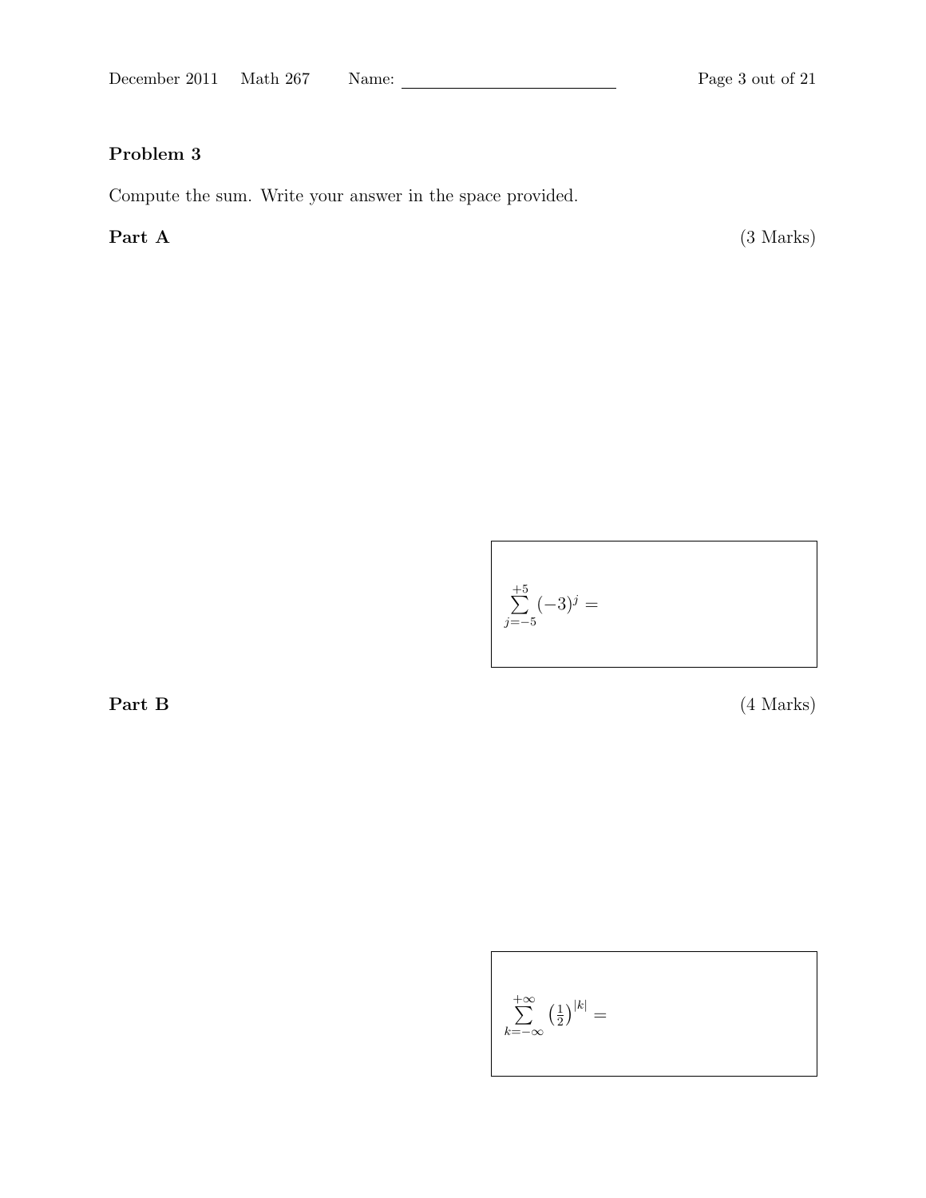## Problem 3

Compute the sum. Write your answer in the space provided.

**Part A** (3 Marks)

$$\sum_{j=-5}^{+5} (-3)^j =$$

**Part B** (4 Marks)

$$\sum_{k=-\infty}^{+\infty} \left(\tfrac{1}{2}\right)^{|k|} =$$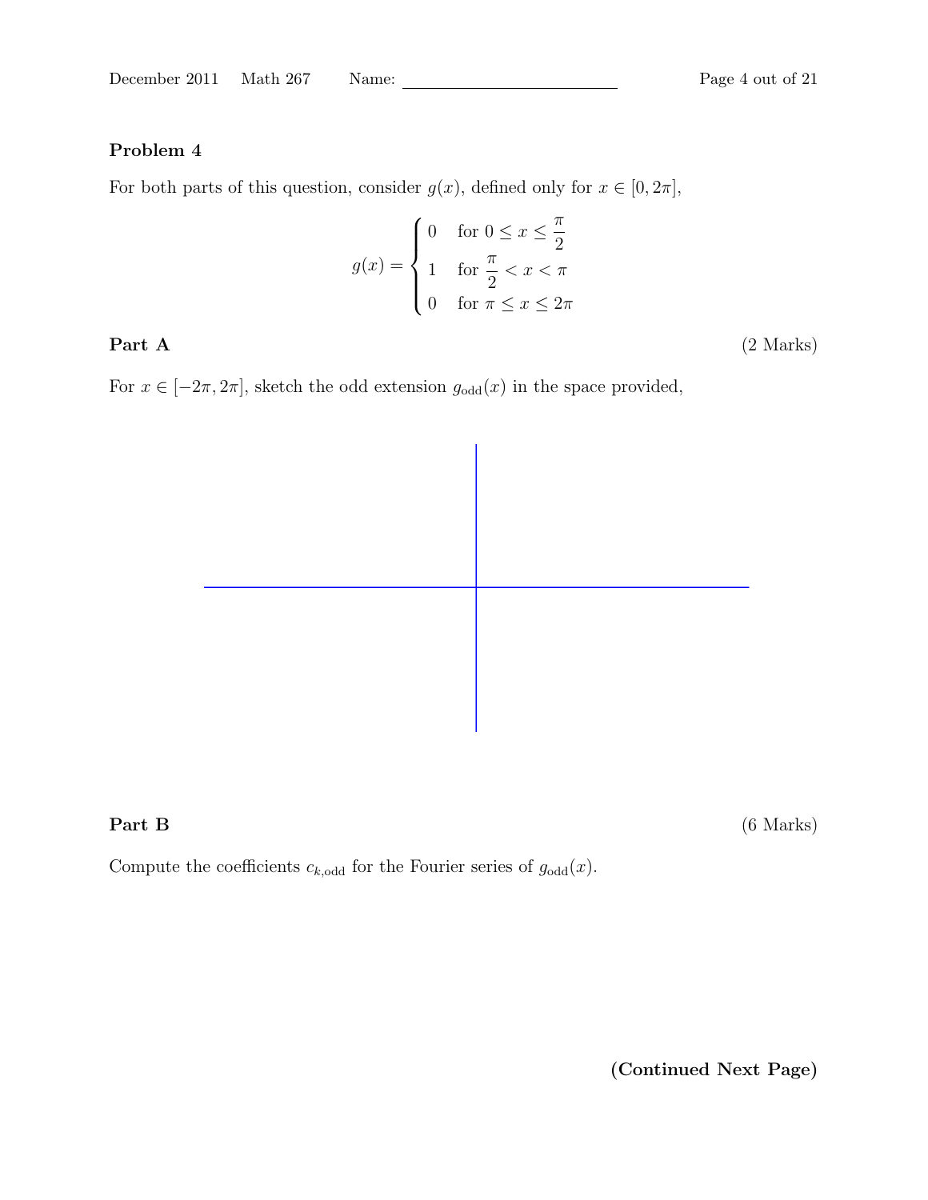**Problem 4**

For both parts of this question, consider $g(x)$, defined only for $x \in [0, 2\pi]$,

$$
g(x) = \begin{cases} 0 & \text{for } 0 \le x \le \dfrac{\pi}{2} \\ 1 & \text{for } \dfrac{\pi}{2} < x < \pi \\ 0 & \text{for } \pi \le x \le 2\pi \end{cases}
$$

**Part A** (2 Marks)

For $x \in [-2\pi, 2\pi]$, sketch the odd extension $g_{\text{odd}}(x)$ in the space provided,

**Part B** (6 Marks)

Compute the coefficients $c_{k,\text{odd}}$ for the Fourier series of $g_{\text{odd}}(x)$.

**(Continued Next Page)**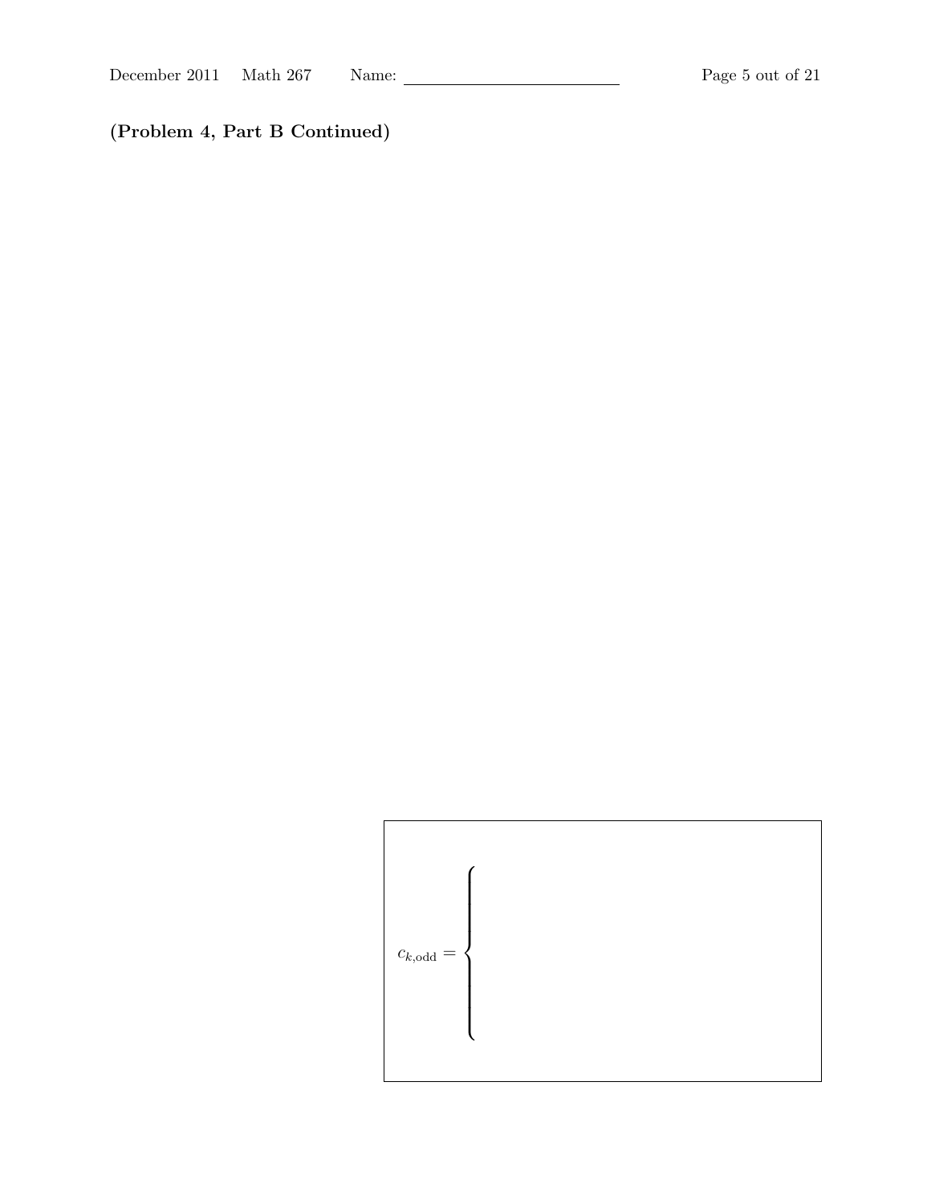**(Problem 4, Part B Continued)**

$$c_{k,\text{odd}} = \begin{cases} \\ \\ \\ \end{cases}$$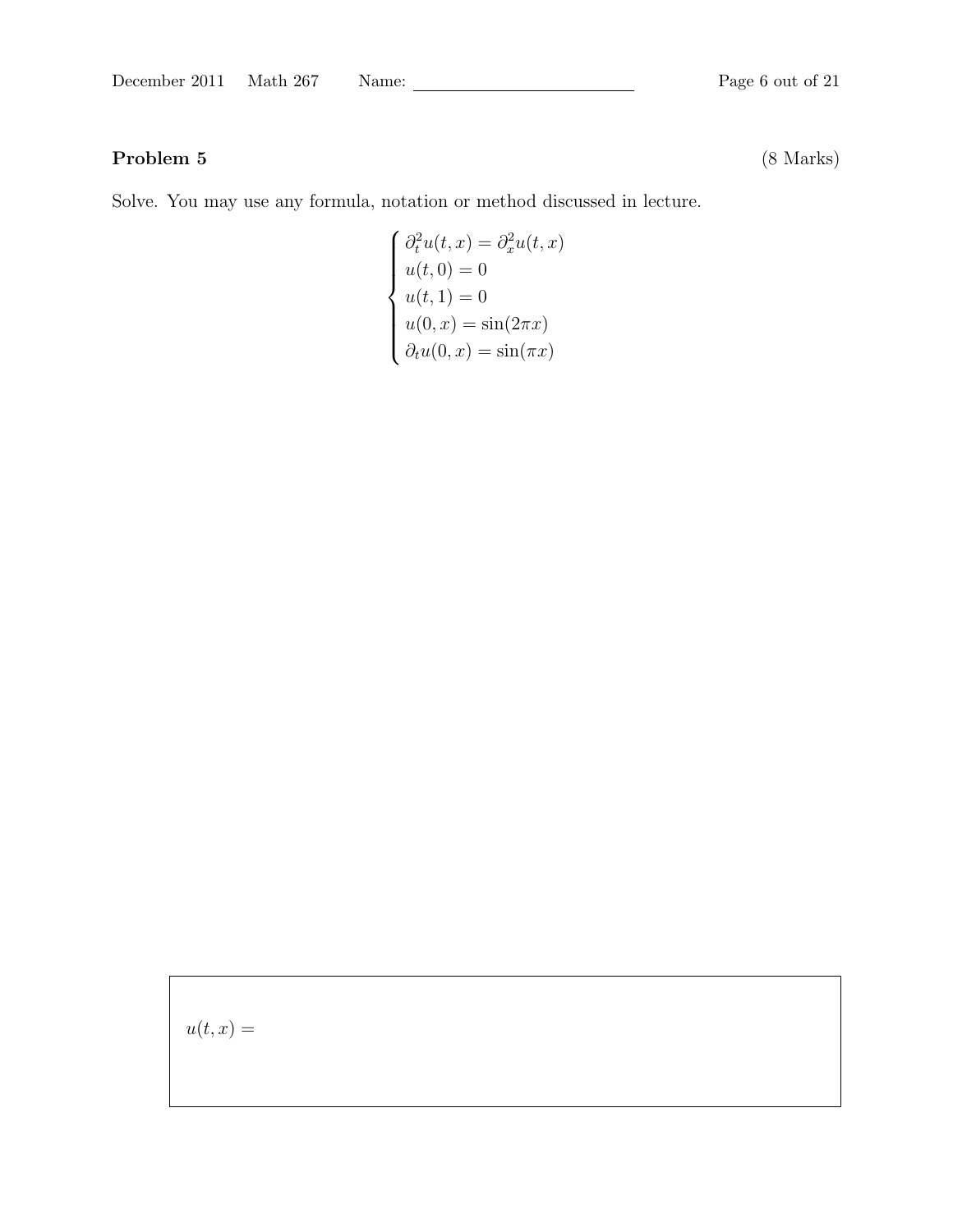**Problem 5** (8 Marks)

Solve. You may use any formula, notation or method discussed in lecture.

$$
\begin{cases}
\partial_t^2 u(t,x) = \partial_x^2 u(t,x) \\
u(t,0) = 0 \\
u(t,1) = 0 \\
u(0,x) = \sin(2\pi x) \\
\partial_t u(0,x) = \sin(\pi x)
\end{cases}
$$

$u(t,x) =$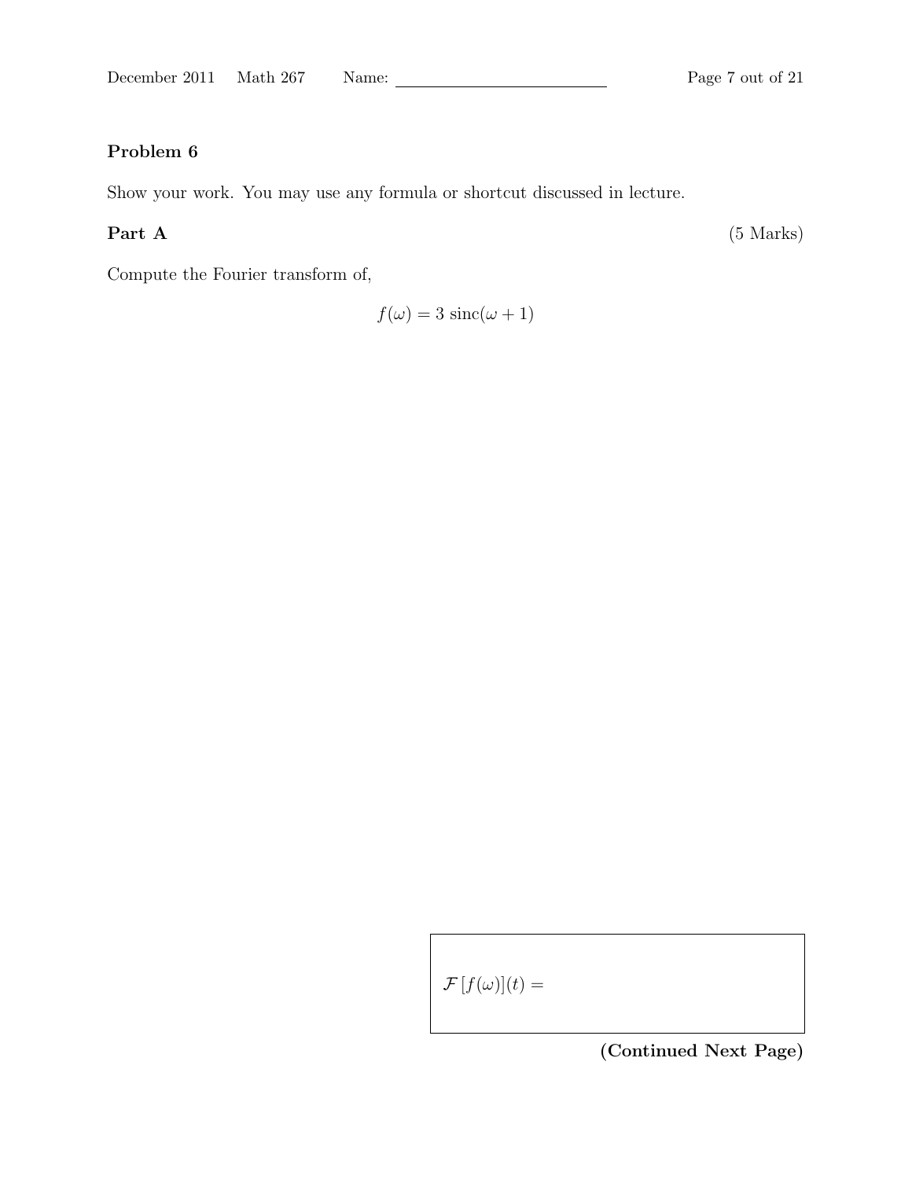## Problem 6

Show your work. You may use any formula or shortcut discussed in lecture.

### Part A

(5 Marks)

Compute the Fourier transform of,

$$f(\omega) = 3\ \mathrm{sinc}(\omega + 1)$$

$\mathcal{F}\left[f(\omega)\right](t) =$

**(Continued Next Page)**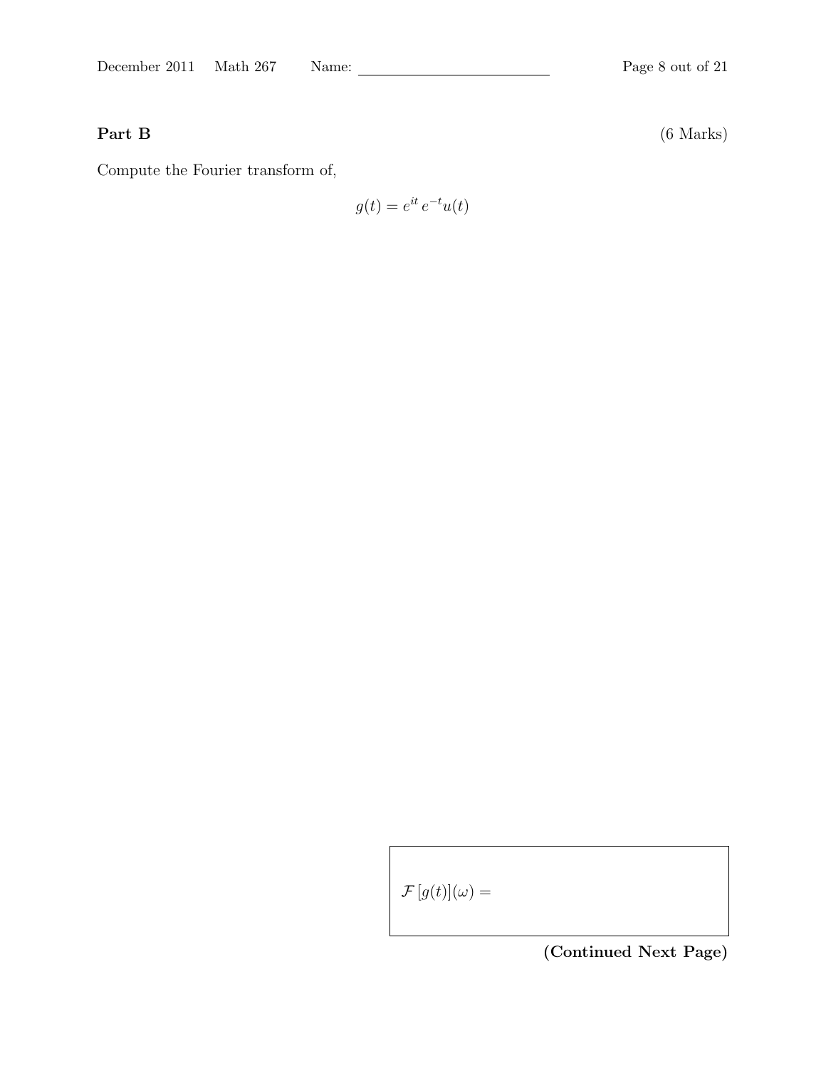**Part B** (6 Marks)

Compute the Fourier transform of,

$$g(t) = e^{it}\, e^{-t} u(t)$$

$\mathcal{F}\left[g(t)\right](\omega) =$

**(Continued Next Page)**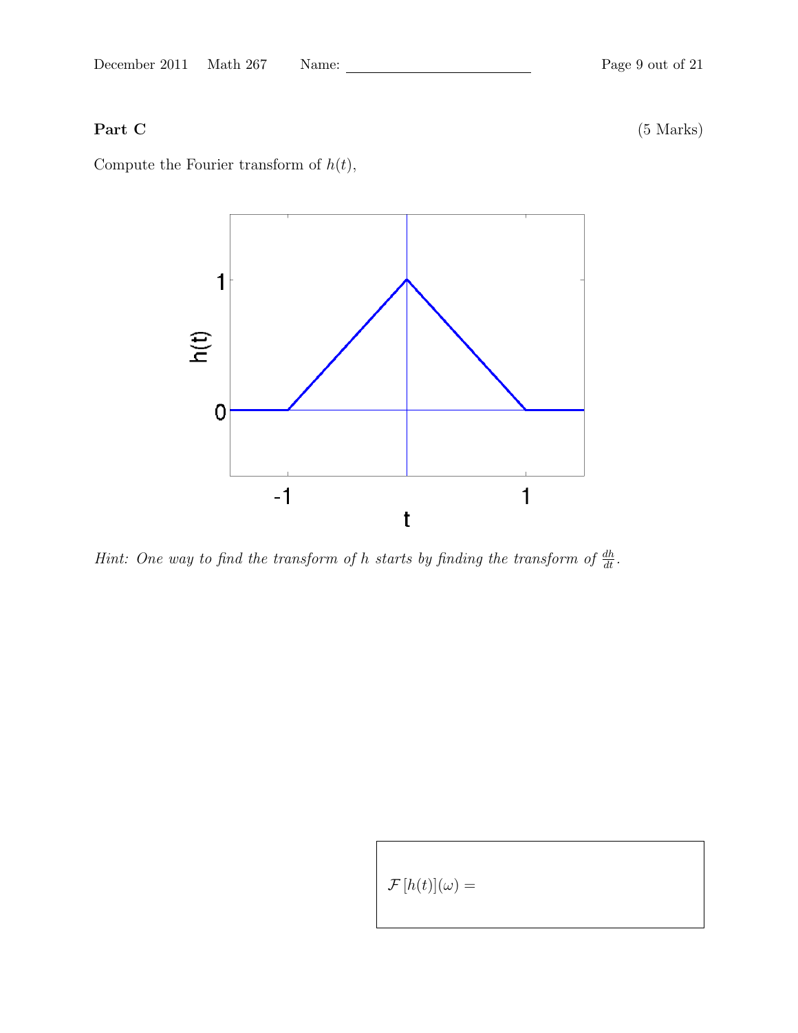**Part C** (5 Marks)

Compute the Fourier transform of $h(t)$,

*Hint: One way to find the transform of $h$ starts by finding the transform of $\frac{dh}{dt}$.*

$\mathcal{F}\left[h(t)\right](\omega) =$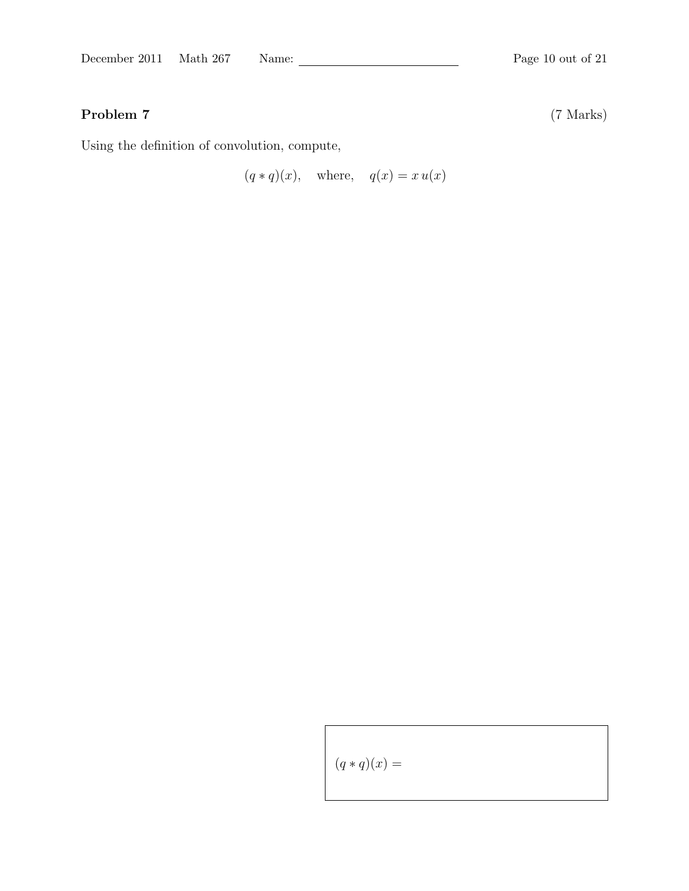**Problem 7** (7 Marks)

Using the definition of convolution, compute,

$$(q * q)(x), \quad \text{where,} \quad q(x) = x\, u(x)$$

$(q * q)(x) =$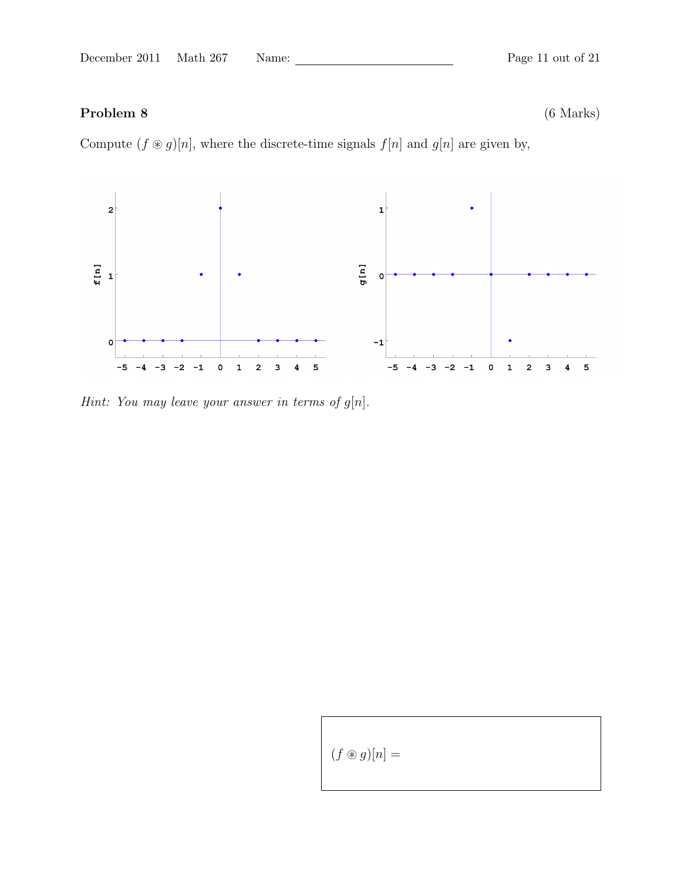**Problem 8** (6 Marks)

Compute $(f \circledast g)[n]$, where the discrete-time signals $f[n]$ and $g[n]$ are given by,

*Hint: You may leave your answer in terms of $g[n]$.*

$(f \circledast g)[n] =$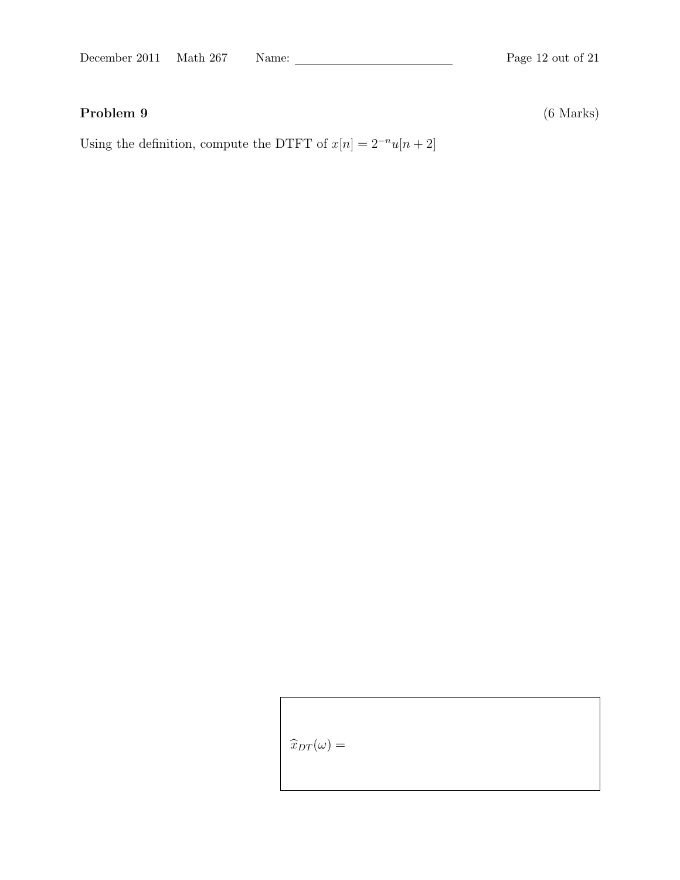## Problem 9

(6 Marks)

Using the definition, compute the DTFT of $x[n] = 2^{-n}u[n+2]$

$\widehat{x}_{DT}(\omega) =$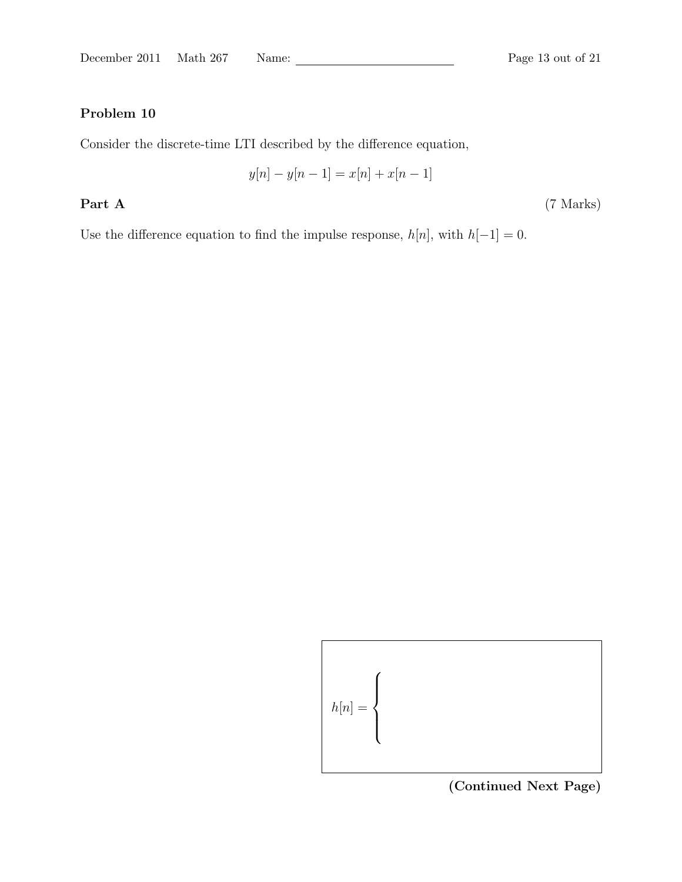## Problem 10

Consider the discrete-time LTI described by the difference equation,

$$y[n] - y[n-1] = x[n] + x[n-1]$$

**Part A** (7 Marks)

Use the difference equation to find the impulse response, $h[n]$, with $h[-1] = 0$.

$$h[n] = \begin{cases} \\ \\ \end{cases}$$

**(Continued Next Page)**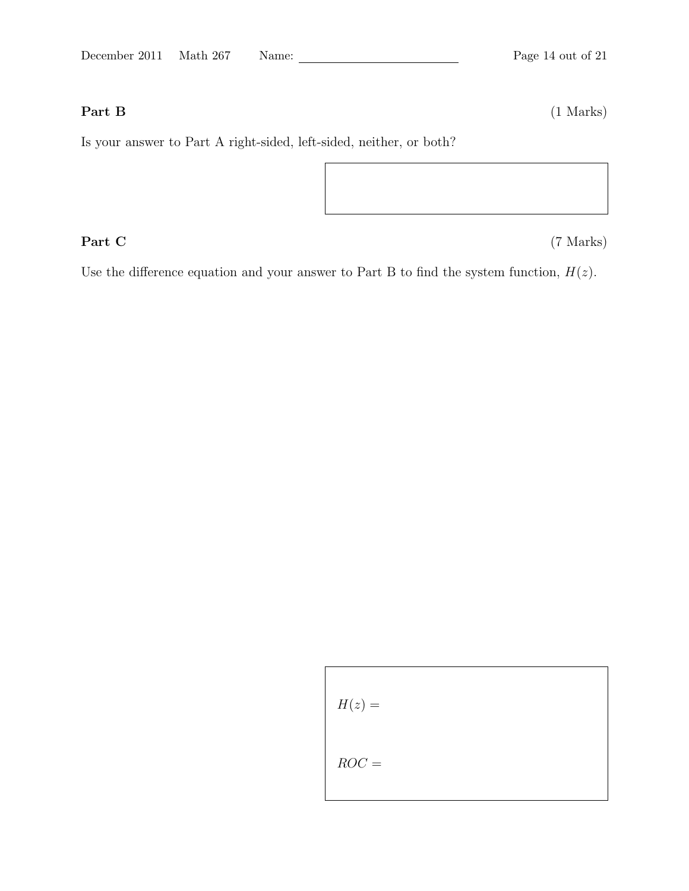**Part B** (1 Marks)

Is your answer to Part A right-sided, left-sided, neither, or both?

**Part C** (7 Marks)

Use the difference equation and your answer to Part B to find the system function, $H(z)$.

$H(z) =$

$ROC =$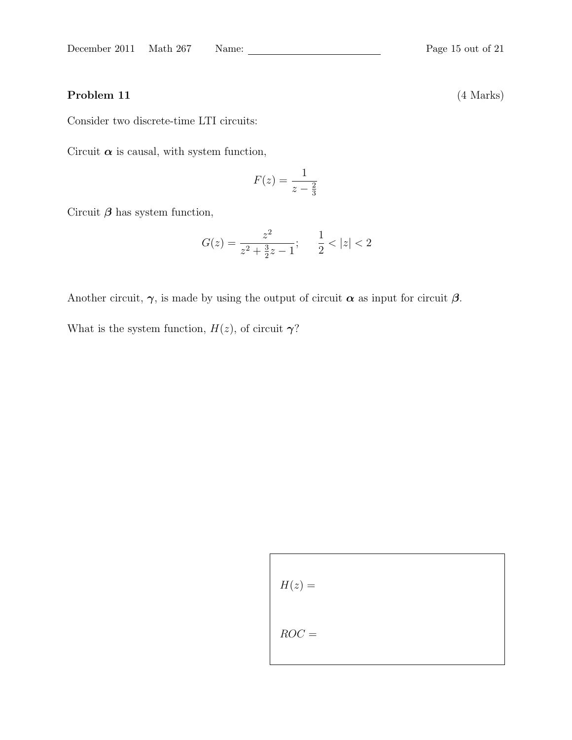**Problem 11** (4 Marks)

Consider two discrete-time LTI circuits:

Circuit $\boldsymbol{\alpha}$ is causal, with system function,

$$F(z) = \frac{1}{z - \frac{2}{3}}$$

Circuit $\boldsymbol{\beta}$ has system function,

$$G(z) = \frac{z^2}{z^2 + \frac{3}{2}z - 1}; \qquad \frac{1}{2} < |z| < 2$$

Another circuit, $\boldsymbol{\gamma}$, is made by using the output of circuit $\boldsymbol{\alpha}$ as input for circuit $\boldsymbol{\beta}$.

What is the system function, $H(z)$, of circuit $\boldsymbol{\gamma}$?

$H(z) =$

$ROC =$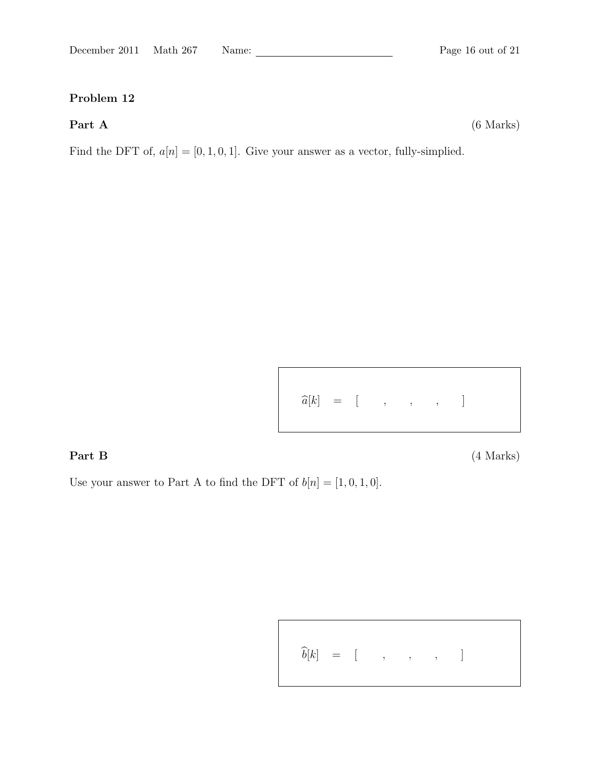## Problem 12

### Part A

(6 Marks)

Find the DFT of, $a[n] = [0, 1, 0, 1]$. Give your answer as a vector, fully-simplied.

$$\widehat{a}[k] \quad = \quad [\qquad , \qquad , \qquad , \qquad ]$$

### Part B

(4 Marks)

Use your answer to Part A to find the DFT of $b[n] = [1, 0, 1, 0]$.

$$\widehat{b}[k] \quad = \quad [\qquad , \qquad , \qquad , \qquad ]$$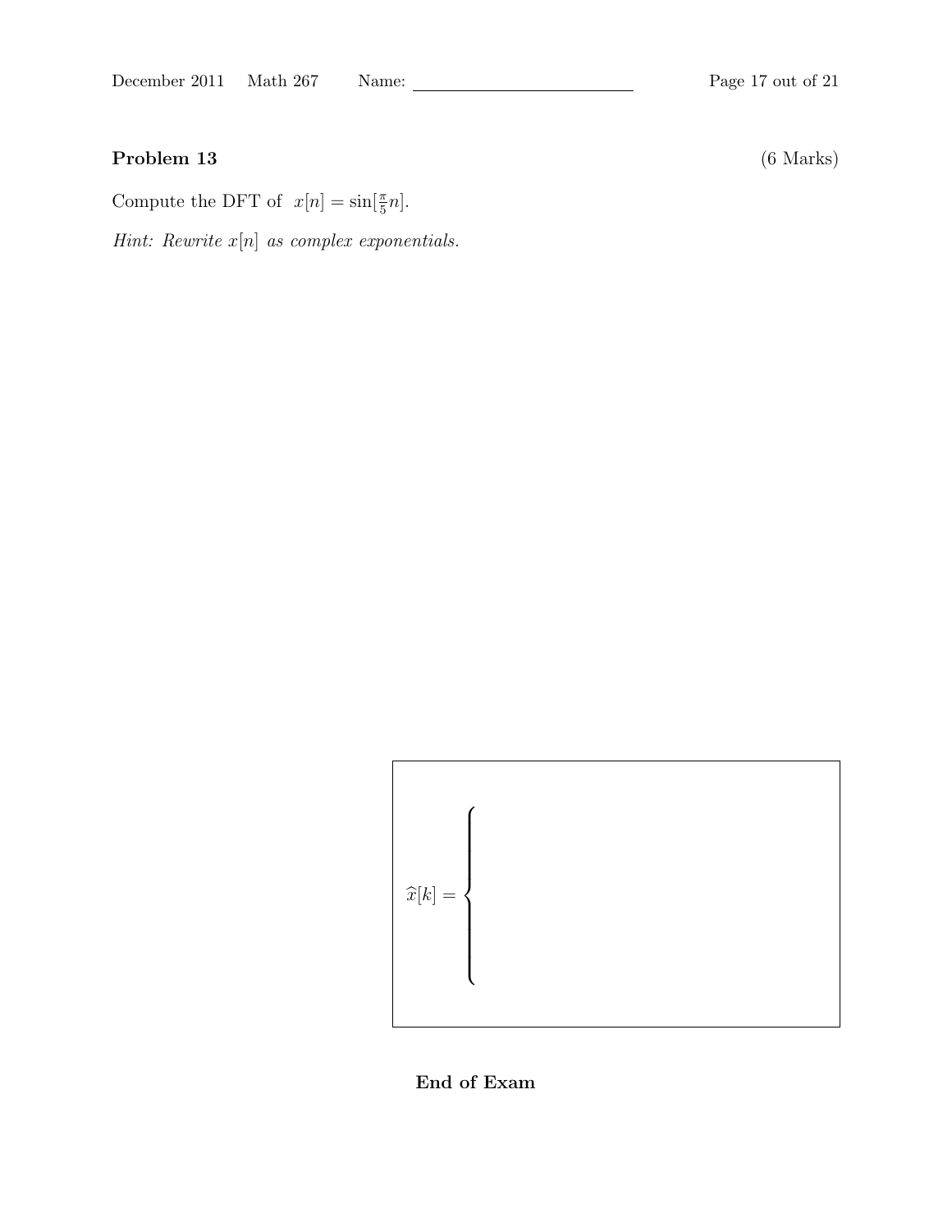## Problem 13

(6 Marks)

Compute the DFT of $x[n] = \sin[\frac{\pi}{5}n]$.

*Hint: Rewrite $x[n]$ as complex exponentials.*

$$\widehat{x}[k] = \begin{cases} \\ \\ \\ \end{cases}$$

**End of Exam**